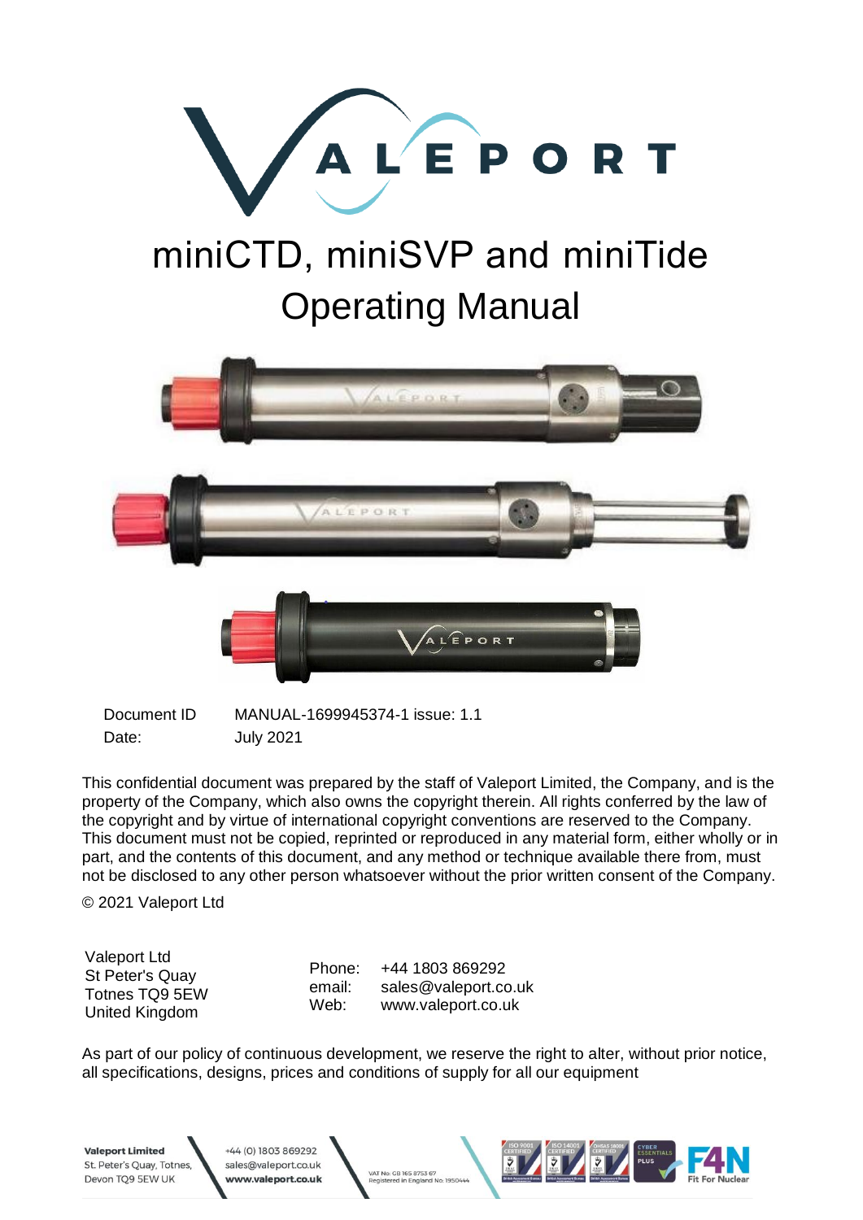# miniCTD, miniSVP and miniTide Operating Manual

| | |
|---|---|
| Document ID | MANUAL-1699945374-1 issue: 1.1 |
| Date: | July 2021 |

This confidential document was prepared by the staff of Valeport Limited, the Company, and is the property of the Company, which also owns the copyright therein. All rights conferred by the law of the copyright and by virtue of international copyright conventions are reserved to the Company. This document must not be copied, reprinted or reproduced in any material form, either wholly or in part, and the contents of this document, and any method or technique available there from, must not be disclosed to any other person whatsoever without the prior written consent of the Company.

© 2021 Valeport Ltd

Valeport Ltd
St Peter's Quay
Totnes TQ9 5EW
United Kingdom

Phone: +44 1803 869292
email: sales@valeport.co.uk
Web: www.valeport.co.uk

As part of our policy of continuous development, we reserve the right to alter, without prior notice, all specifications, designs, prices and conditions of supply for all our equipment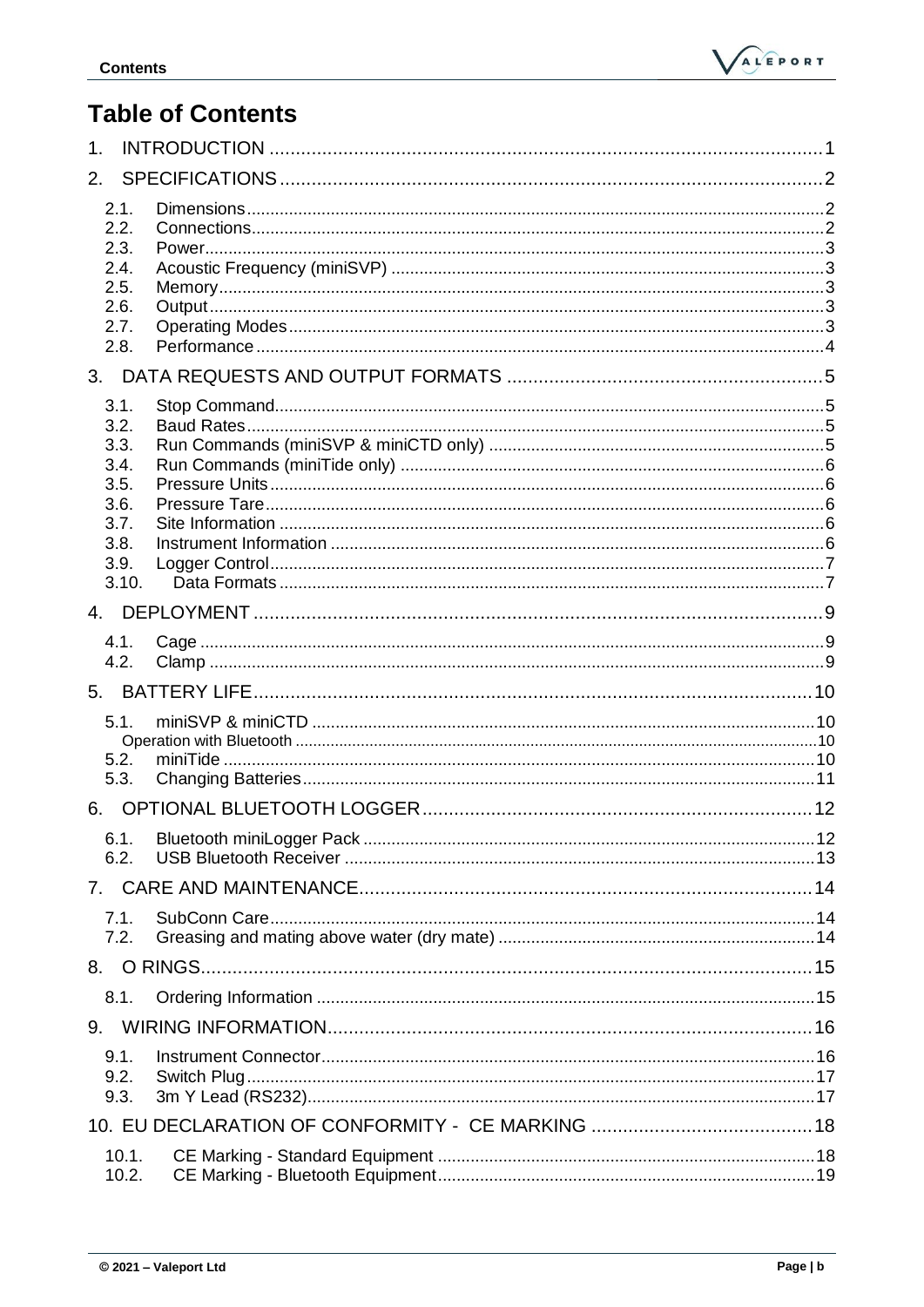# Table of Contents

1. INTRODUCTION ........................................................................................................ 1
2. SPECIFICATIONS ....................................................................................................... 2
   - 2.1. Dimensions ........................................................................................................... 2
   - 2.2. Connections .......................................................................................................... 2
   - 2.3. Power .................................................................................................................... 3
   - 2.4. Acoustic Frequency (miniSVP) ............................................................................ 3
   - 2.5. Memory ................................................................................................................. 3
   - 2.6. Output ................................................................................................................... 3
   - 2.7. Operating Modes .................................................................................................. 3
   - 2.8. Performance ......................................................................................................... 4
3. DATA REQUESTS AND OUTPUT FORMATS ............................................................ 5
   - 3.1. Stop Command ..................................................................................................... 5
   - 3.2. Baud Rates ........................................................................................................... 5
   - 3.3. Run Commands (miniSVP & miniCTD only) ........................................................ 5
   - 3.4. Run Commands (miniTide only) .......................................................................... 6
   - 3.5. Pressure Units ...................................................................................................... 6
   - 3.6. Pressure Tare ....................................................................................................... 6
   - 3.7. Site Information .................................................................................................... 6
   - 3.8. Instrument Information ......................................................................................... 6
   - 3.9. Logger Control ...................................................................................................... 7
   - 3.10. Data Formats ...................................................................................................... 7
4. DEPLOYMENT ............................................................................................................ 9
   - 4.1. Cage ..................................................................................................................... 9
   - 4.2. Clamp ................................................................................................................... 9
5. BATTERY LIFE .......................................................................................................... 10
   - 5.1. miniSVP & miniCTD ........................................................................................... 10
   - Operation with Bluetooth ....................................................................................... 10
   - 5.2. miniTide .............................................................................................................. 10
   - 5.3. Changing Batteries ............................................................................................. 11
6. OPTIONAL BLUETOOTH LOGGER .......................................................................... 12
   - 6.1. Bluetooth miniLogger Pack ................................................................................ 12
   - 6.2. USB Bluetooth Receiver ..................................................................................... 13
7. CARE AND MAINTENANCE ...................................................................................... 14
   - 7.1. SubConn Care .................................................................................................... 14
   - 7.2. Greasing and mating above water (dry mate) ................................................... 14
8. O RINGS .................................................................................................................... 15
   - 8.1. Ordering Information .......................................................................................... 15
9. WIRING INFORMATION ............................................................................................ 16
   - 9.1. Instrument Connector ......................................................................................... 16
   - 9.2. Switch Plug ......................................................................................................... 17
   - 9.3. 3m Y Lead (RS232) ............................................................................................ 17
10. EU DECLARATION OF CONFORMITY - CE MARKING .......................................... 18
   - 10.1. CE Marking - Standard Equipment .................................................................. 18
   - 10.2. CE Marking - Bluetooth Equipment .................................................................. 19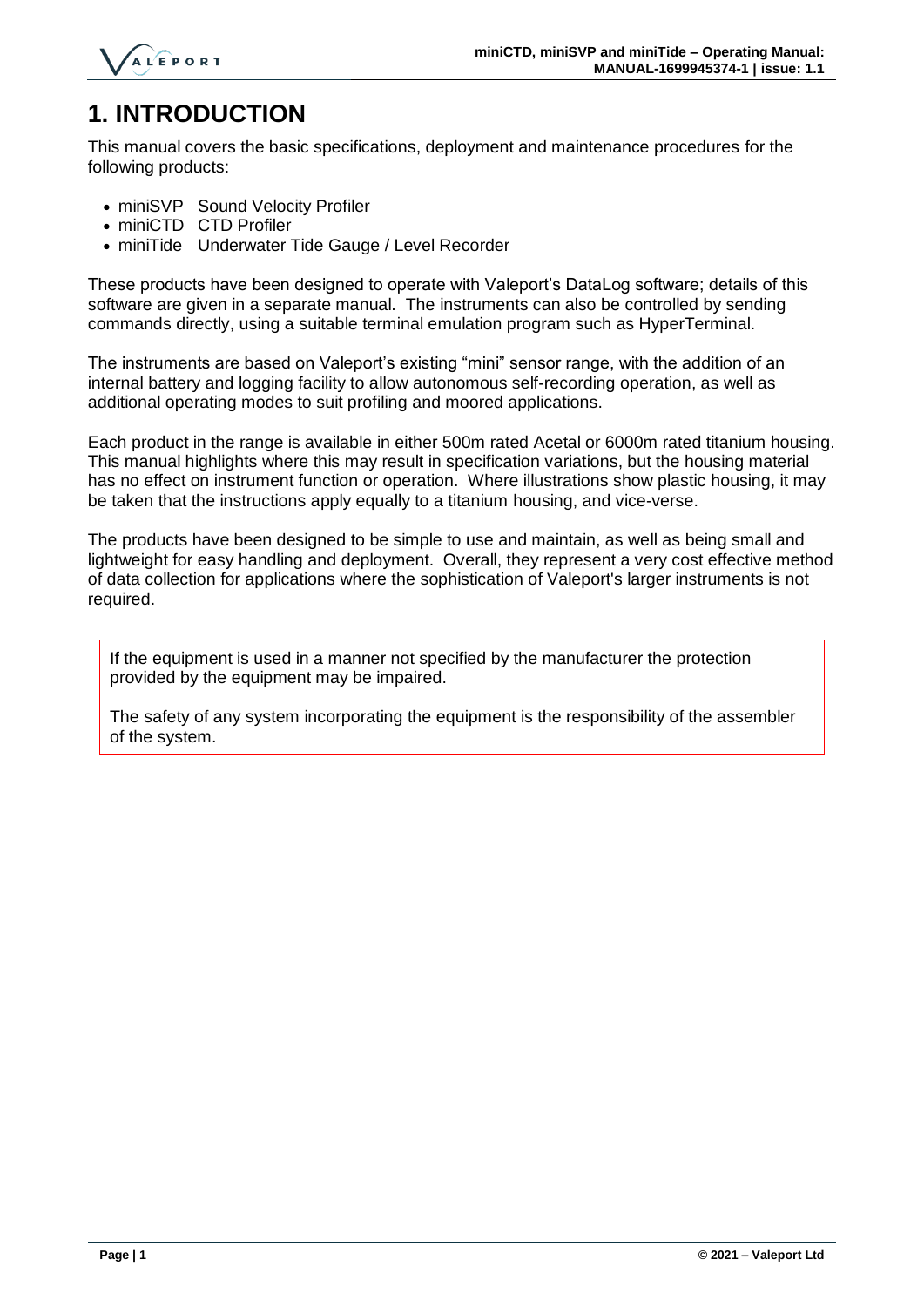# 1. INTRODUCTION

This manual covers the basic specifications, deployment and maintenance procedures for the following products:

- miniSVP Sound Velocity Profiler
- miniCTD CTD Profiler
- miniTide Underwater Tide Gauge / Level Recorder

These products have been designed to operate with Valeport's DataLog software; details of this software are given in a separate manual. The instruments can also be controlled by sending commands directly, using a suitable terminal emulation program such as HyperTerminal.

The instruments are based on Valeport's existing "mini" sensor range, with the addition of an internal battery and logging facility to allow autonomous self-recording operation, as well as additional operating modes to suit profiling and moored applications.

Each product in the range is available in either 500m rated Acetal or 6000m rated titanium housing. This manual highlights where this may result in specification variations, but the housing material has no effect on instrument function or operation. Where illustrations show plastic housing, it may be taken that the instructions apply equally to a titanium housing, and vice-verse.

The products have been designed to be simple to use and maintain, as well as being small and lightweight for easy handling and deployment. Overall, they represent a very cost effective method of data collection for applications where the sophistication of Valeport's larger instruments is not required.

> If the equipment is used in a manner not specified by the manufacturer the protection provided by the equipment may be impaired.
>
> The safety of any system incorporating the equipment is the responsibility of the assembler of the system.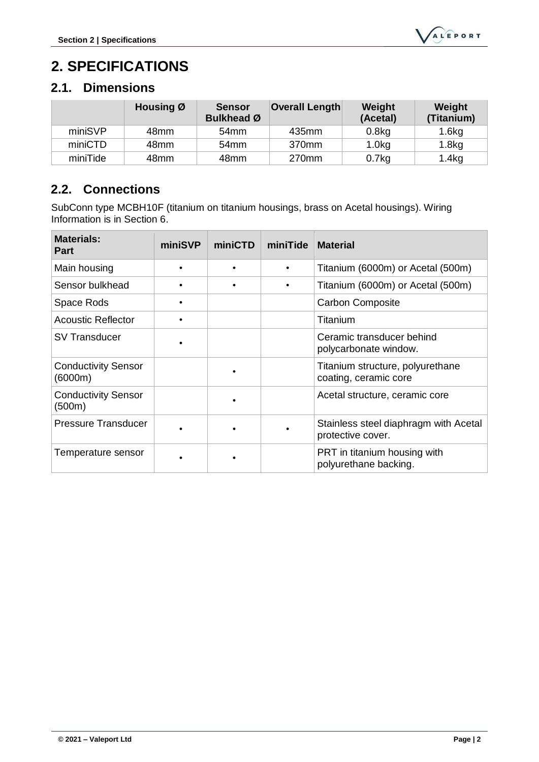# 2. SPECIFICATIONS

## 2.1. Dimensions

| | Housing Ø | Sensor Bulkhead Ø | Overall Length | Weight (Acetal) | Weight (Titanium) |
|---|---|---|---|---|---|
| miniSVP | 48mm | 54mm | 435mm | 0.8kg | 1.6kg |
| miniCTD | 48mm | 54mm | 370mm | 1.0kg | 1.8kg |
| miniTide | 48mm | 48mm | 270mm | 0.7kg | 1.4kg |

## 2.2. Connections

SubConn type MCBH10F (titanium on titanium housings, brass on Acetal housings). Wiring Information is in Section 6.

| Materials: Part | miniSVP | miniCTD | miniTide | Material |
|---|---|---|---|---|
| Main housing | • | • | • | Titanium (6000m) or Acetal (500m) |
| Sensor bulkhead | • | • | • | Titanium (6000m) or Acetal (500m) |
| Space Rods | • | | | Carbon Composite |
| Acoustic Reflector | • | | | Titanium |
| SV Transducer | • | | | Ceramic transducer behind polycarbonate window. |
| Conductivity Sensor (6000m) | | • | | Titanium structure, polyurethane coating, ceramic core |
| Conductivity Sensor (500m) | | • | | Acetal structure, ceramic core |
| Pressure Transducer | • | • | • | Stainless steel diaphragm with Acetal protective cover. |
| Temperature sensor | • | • | | PRT in titanium housing with polyurethane backing. |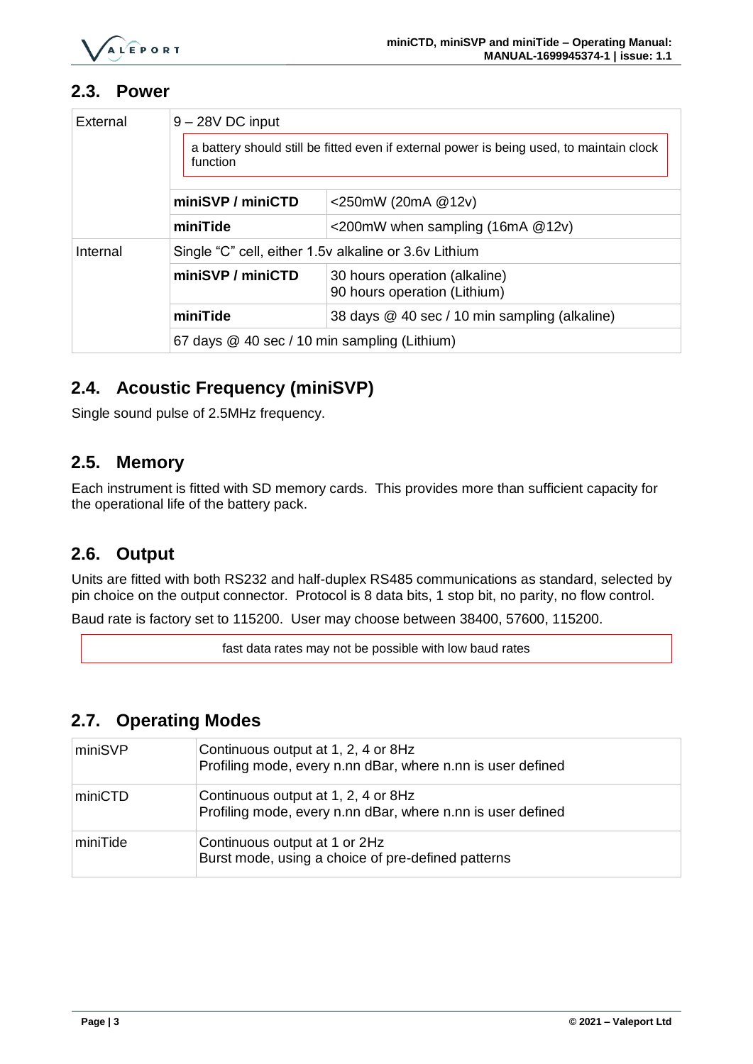## 2.3. Power

| | | |
|---|---|---|
| External | 9 – 28V DC input<br>a battery should still be fitted even if external power is being used, to maintain clock function | |
| | **miniSVP / miniCTD** | <250mW (20mA @12v) |
| | **miniTide** | <200mW when sampling (16mA @12v) |
| Internal | Single "C" cell, either 1.5v alkaline or 3.6v Lithium | |
| | **miniSVP / miniCTD** | 30 hours operation (alkaline)<br>90 hours operation (Lithium) |
| | **miniTide** | 38 days @ 40 sec / 10 min sampling (alkaline) |
| | 67 days @ 40 sec / 10 min sampling (Lithium) | |

## 2.4. Acoustic Frequency (miniSVP)

Single sound pulse of 2.5MHz frequency.

## 2.5. Memory

Each instrument is fitted with SD memory cards. This provides more than sufficient capacity for the operational life of the battery pack.

## 2.6. Output

Units are fitted with both RS232 and half-duplex RS485 communications as standard, selected by pin choice on the output connector. Protocol is 8 data bits, 1 stop bit, no parity, no flow control.

Baud rate is factory set to 115200. User may choose between 38400, 57600, 115200.

> fast data rates may not be possible with low baud rates

## 2.7. Operating Modes

| | |
|---|---|
| miniSVP | Continuous output at 1, 2, 4 or 8Hz<br>Profiling mode, every n.nn dBar, where n.nn is user defined |
| miniCTD | Continuous output at 1, 2, 4 or 8Hz<br>Profiling mode, every n.nn dBar, where n.nn is user defined |
| miniTide | Continuous output at 1 or 2Hz<br>Burst mode, using a choice of pre-defined patterns |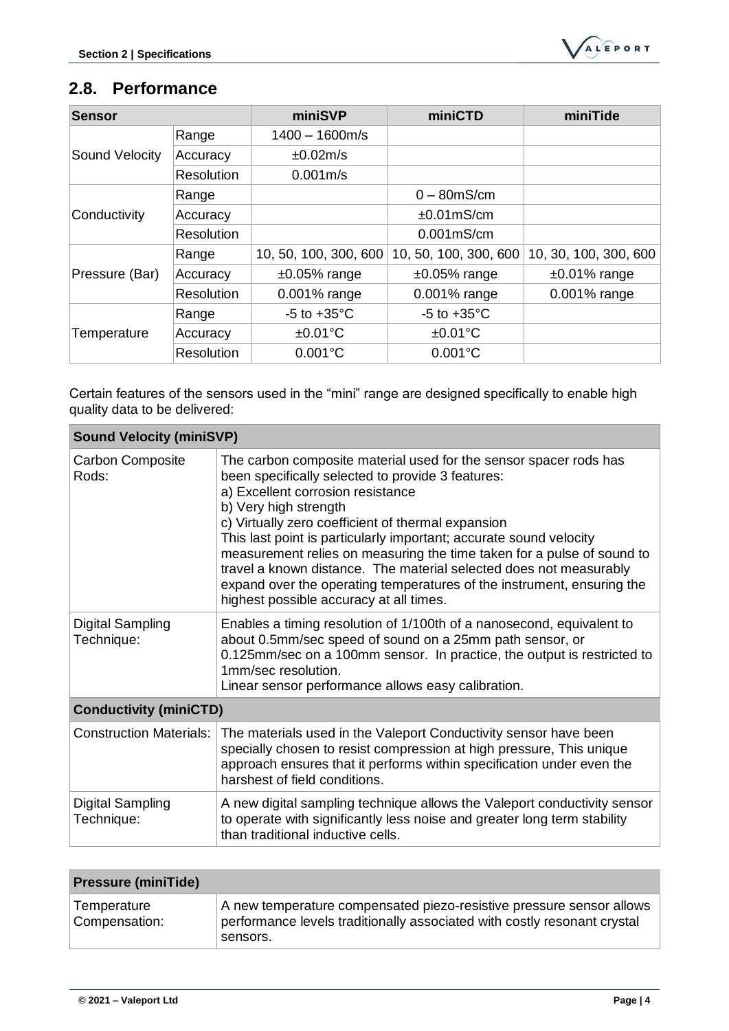## 2.8. Performance

| Sensor | | miniSVP | miniCTD | miniTide |
|---|---|---|---|---|
| Sound Velocity | Range | 1400 – 1600m/s | | |
| | Accuracy | ±0.02m/s | | |
| | Resolution | 0.001m/s | | |
| Conductivity | Range | | 0 – 80mS/cm | |
| | Accuracy | | ±0.01mS/cm | |
| | Resolution | | 0.001mS/cm | |
| Pressure (Bar) | Range | 10, 50, 100, 300, 600 | 10, 50, 100, 300, 600 | 10, 30, 100, 300, 600 |
| | Accuracy | ±0.05% range | ±0.05% range | ±0.01% range |
| | Resolution | 0.001% range | 0.001% range | 0.001% range |
| Temperature | Range | -5 to +35°C | -5 to +35°C | |
| | Accuracy | ±0.01°C | ±0.01°C | |
| | Resolution | 0.001°C | 0.001°C | |

Certain features of the sensors used in the "mini" range are designed specifically to enable high quality data to be delivered:

| **Sound Velocity (miniSVP)** | |
|---|---|
| Carbon Composite Rods: | The carbon composite material used for the sensor spacer rods has been specifically selected to provide 3 features:<br>a) Excellent corrosion resistance<br>b) Very high strength<br>c) Virtually zero coefficient of thermal expansion<br>This last point is particularly important; accurate sound velocity measurement relies on measuring the time taken for a pulse of sound to travel a known distance. The material selected does not measurably expand over the operating temperatures of the instrument, ensuring the highest possible accuracy at all times. |
| Digital Sampling Technique: | Enables a timing resolution of 1/100th of a nanosecond, equivalent to about 0.5mm/sec speed of sound on a 25mm path sensor, or 0.125mm/sec on a 100mm sensor. In practice, the output is restricted to 1mm/sec resolution.<br>Linear sensor performance allows easy calibration. |
| **Conductivity (miniCTD)** | |
| Construction Materials: | The materials used in the Valeport Conductivity sensor have been specially chosen to resist compression at high pressure, This unique approach ensures that it performs within specification under even the harshest of field conditions. |
| Digital Sampling Technique: | A new digital sampling technique allows the Valeport conductivity sensor to operate with significantly less noise and greater long term stability than traditional inductive cells. |

| **Pressure (miniTide)** | |
|---|---|
| Temperature Compensation: | A new temperature compensated piezo-resistive pressure sensor allows performance levels traditionally associated with costly resonant crystal sensors. |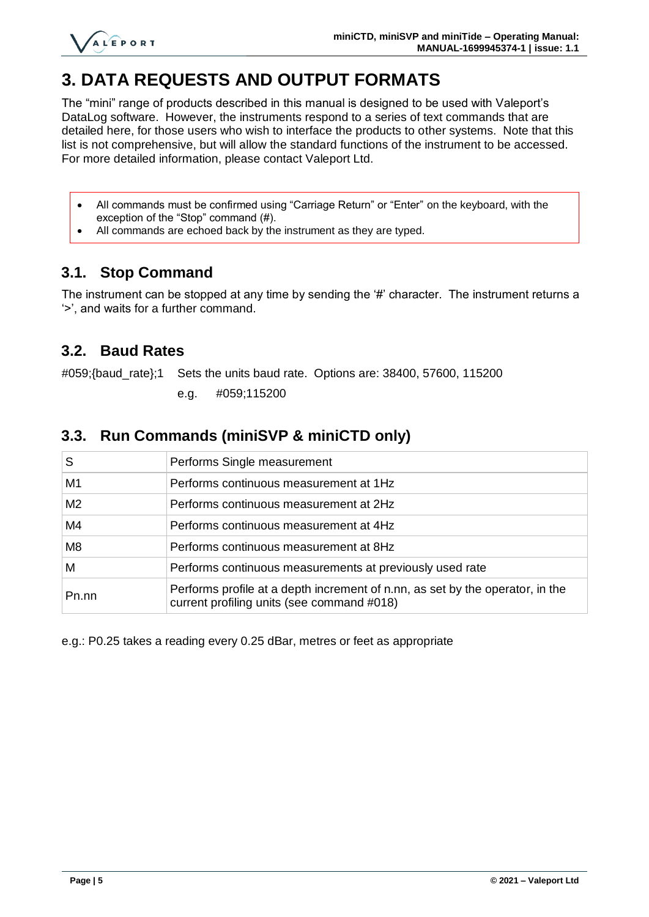# 3. DATA REQUESTS AND OUTPUT FORMATS

The "mini" range of products described in this manual is designed to be used with Valeport's DataLog software. However, the instruments respond to a series of text commands that are detailed here, for those users who wish to interface the products to other systems. Note that this list is not comprehensive, but will allow the standard functions of the instrument to be accessed. For more detailed information, please contact Valeport Ltd.

- All commands must be confirmed using "Carriage Return" or "Enter" on the keyboard, with the exception of the "Stop" command (#).
- All commands are echoed back by the instrument as they are typed.

## 3.1. Stop Command

The instrument can be stopped at any time by sending the '#' character. The instrument returns a '>', and waits for a further command.

## 3.2. Baud Rates

#059;{baud_rate};1 Sets the units baud rate. Options are: 38400, 57600, 115200

e.g. #059;115200

## 3.3. Run Commands (miniSVP & miniCTD only)

| | |
|---|---|
| S | Performs Single measurement |
| M1 | Performs continuous measurement at 1Hz |
| M2 | Performs continuous measurement at 2Hz |
| M4 | Performs continuous measurement at 4Hz |
| M8 | Performs continuous measurement at 8Hz |
| M | Performs continuous measurements at previously used rate |
| Pn.nn | Performs profile at a depth increment of n.nn, as set by the operator, in the current profiling units (see command #018) |

e.g.: P0.25 takes a reading every 0.25 dBar, metres or feet as appropriate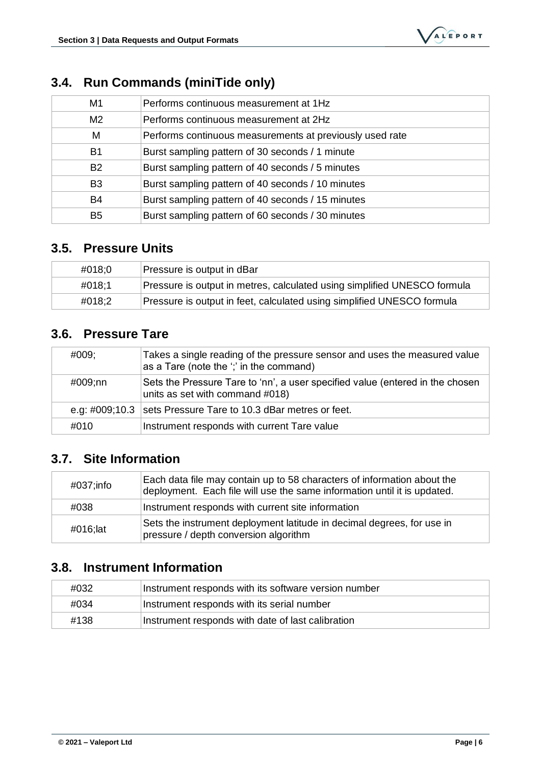## 3.4. Run Commands (miniTide only)

| | |
|---|---|
| M1 | Performs continuous measurement at 1Hz |
| M2 | Performs continuous measurement at 2Hz |
| M | Performs continuous measurements at previously used rate |
| B1 | Burst sampling pattern of 30 seconds / 1 minute |
| B2 | Burst sampling pattern of 40 seconds / 5 minutes |
| B3 | Burst sampling pattern of 40 seconds / 10 minutes |
| B4 | Burst sampling pattern of 40 seconds / 15 minutes |
| B5 | Burst sampling pattern of 60 seconds / 30 minutes |

## 3.5. Pressure Units

| | |
|---|---|
| #018;0 | Pressure is output in dBar |
| #018;1 | Pressure is output in metres, calculated using simplified UNESCO formula |
| #018;2 | Pressure is output in feet, calculated using simplified UNESCO formula |

## 3.6. Pressure Tare

| | |
|---|---|
| #009; | Takes a single reading of the pressure sensor and uses the measured value as a Tare (note the ';' in the command) |
| #009;nn | Sets the Pressure Tare to 'nn', a user specified value (entered in the chosen units as set with command #018) |
| e.g: #009;10.3 | sets Pressure Tare to 10.3 dBar metres or feet. |
| #010 | Instrument responds with current Tare value |

## 3.7. Site Information

| | |
|---|---|
| #037;info | Each data file may contain up to 58 characters of information about the deployment. Each file will use the same information until it is updated. |
| #038 | Instrument responds with current site information |
| #016;lat | Sets the instrument deployment latitude in decimal degrees, for use in pressure / depth conversion algorithm |

## 3.8. Instrument Information

| | |
|---|---|
| #032 | Instrument responds with its software version number |
| #034 | Instrument responds with its serial number |
| #138 | Instrument responds with date of last calibration |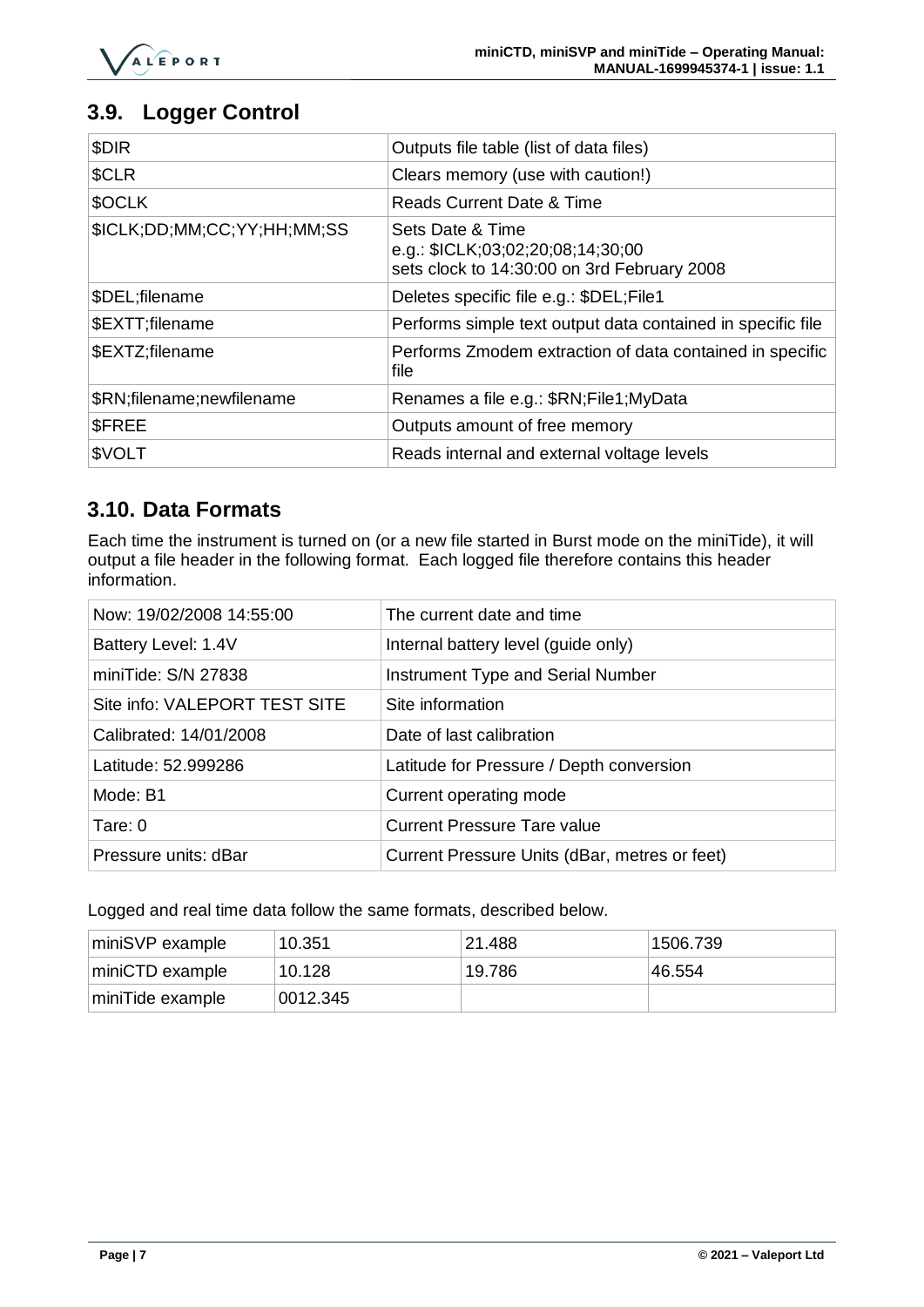## 3.9. Logger Control

| | |
|---|---|
| $DIR | Outputs file table (list of data files) |
| $CLR | Clears memory (use with caution!) |
| $OCLK | Reads Current Date & Time |
| $ICLK;DD;MM;CC;YY;HH;MM;SS | Sets Date & Time<br>e.g.: $ICLK;03;02;20;08;14;30;00<br>sets clock to 14:30:00 on 3rd February 2008 |
| $DEL;filename | Deletes specific file e.g.: $DEL;File1 |
| $EXTT;filename | Performs simple text output data contained in specific file |
| $EXTZ;filename | Performs Zmodem extraction of data contained in specific file |
| $RN;filename;newfilename | Renames a file e.g.: $RN;File1;MyData |
| $FREE | Outputs amount of free memory |
| $VOLT | Reads internal and external voltage levels |

## 3.10. Data Formats

Each time the instrument is turned on (or a new file started in Burst mode on the miniTide), it will output a file header in the following format. Each logged file therefore contains this header information.

| | |
|---|---|
| Now: 19/02/2008 14:55:00 | The current date and time |
| Battery Level: 1.4V | Internal battery level (guide only) |
| miniTide: S/N 27838 | Instrument Type and Serial Number |
| Site info: VALEPORT TEST SITE | Site information |
| Calibrated: 14/01/2008 | Date of last calibration |
| Latitude: 52.999286 | Latitude for Pressure / Depth conversion |
| Mode: B1 | Current operating mode |
| Tare: 0 | Current Pressure Tare value |
| Pressure units: dBar | Current Pressure Units (dBar, metres or feet) |

Logged and real time data follow the same formats, described below.

| | | | |
|---|---|---|---|
| miniSVP example | 10.351 | 21.488 | 1506.739 |
| miniCTD example | 10.128 | 19.786 | 46.554 |
| miniTide example | 0012.345 | | |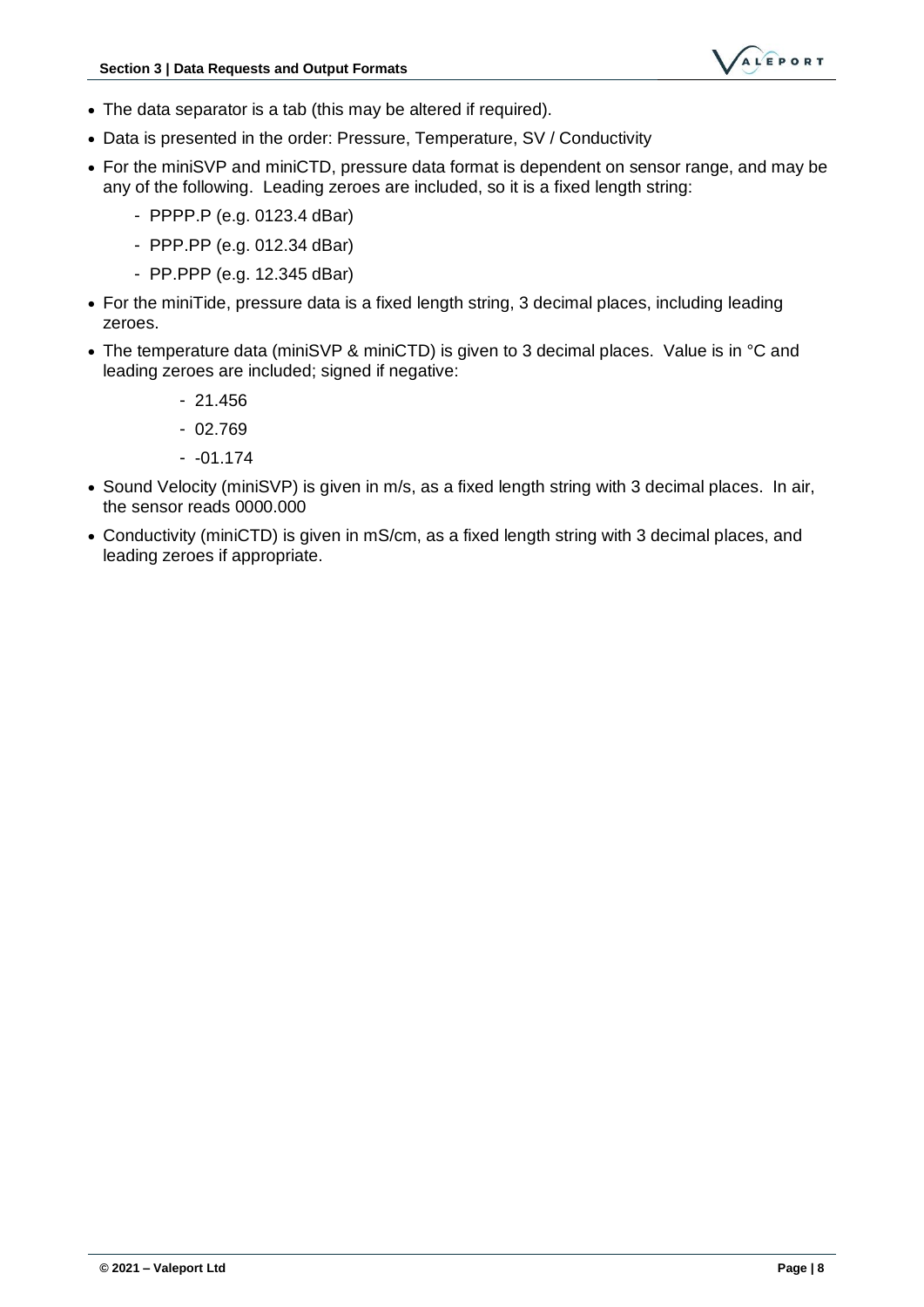- The data separator is a tab (this may be altered if required).
- Data is presented in the order: Pressure, Temperature, SV / Conductivity
- For the miniSVP and miniCTD, pressure data format is dependent on sensor range, and may be any of the following. Leading zeroes are included, so it is a fixed length string:
  - PPPP.P (e.g. 0123.4 dBar)
  - PPP.PP (e.g. 012.34 dBar)
  - PP.PPP (e.g. 12.345 dBar)
- For the miniTide, pressure data is a fixed length string, 3 decimal places, including leading zeroes.
- The temperature data (miniSVP & miniCTD) is given to 3 decimal places. Value is in °C and leading zeroes are included; signed if negative:
  - 21.456
  - 02.769
  - -01.174
- Sound Velocity (miniSVP) is given in m/s, as a fixed length string with 3 decimal places. In air, the sensor reads 0000.000
- Conductivity (miniCTD) is given in mS/cm, as a fixed length string with 3 decimal places, and leading zeroes if appropriate.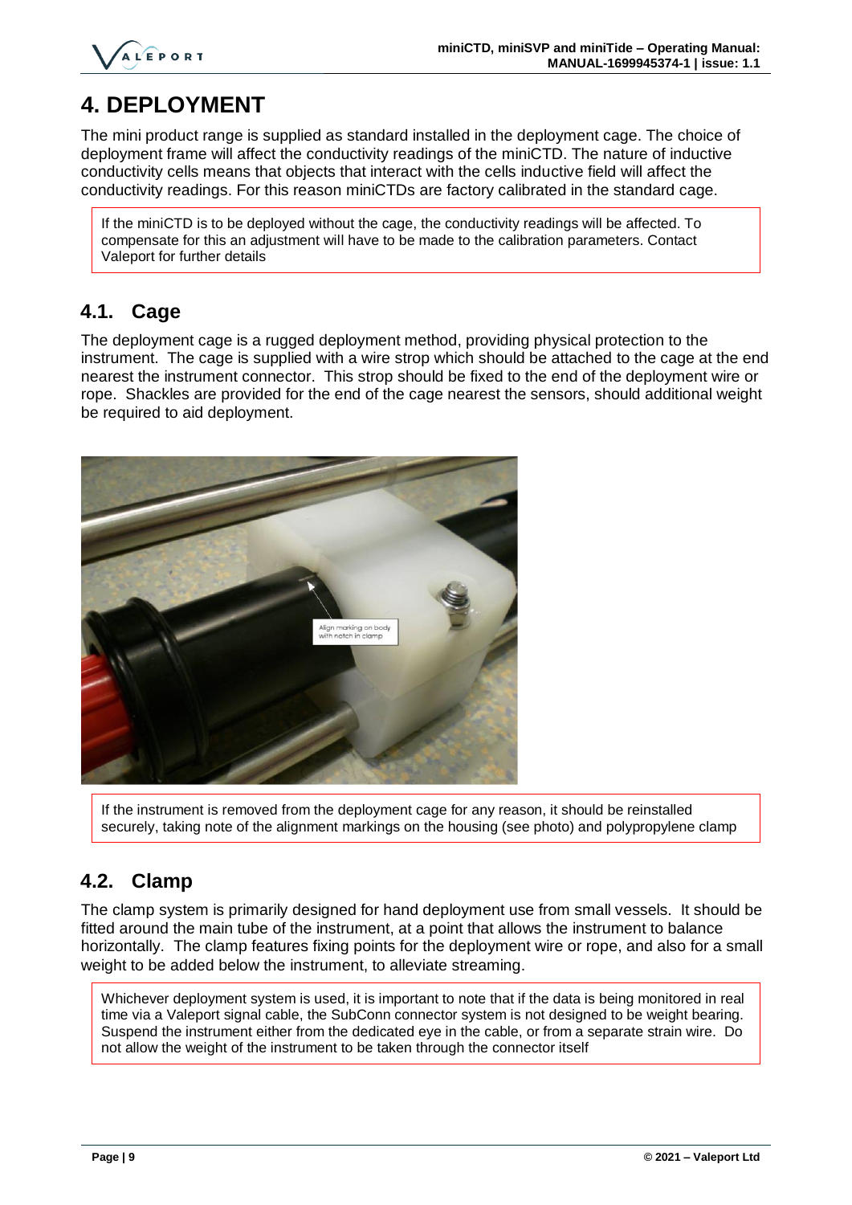# 4. DEPLOYMENT

The mini product range is supplied as standard installed in the deployment cage. The choice of deployment frame will affect the conductivity readings of the miniCTD. The nature of inductive conductivity cells means that objects that interact with the cells inductive field will affect the conductivity readings. For this reason miniCTDs are factory calibrated in the standard cage.

> If the miniCTD is to be deployed without the cage, the conductivity readings will be affected. To compensate for this an adjustment will have to be made to the calibration parameters. Contact Valeport for further details

## 4.1. Cage

The deployment cage is a rugged deployment method, providing physical protection to the instrument. The cage is supplied with a wire strop which should be attached to the cage at the end nearest the instrument connector. This strop should be fixed to the end of the deployment wire or rope. Shackles are provided for the end of the cage nearest the sensors, should additional weight be required to aid deployment.

> If the instrument is removed from the deployment cage for any reason, it should be reinstalled securely, taking note of the alignment markings on the housing (see photo) and polypropylene clamp

## 4.2. Clamp

The clamp system is primarily designed for hand deployment use from small vessels. It should be fitted around the main tube of the instrument, at a point that allows the instrument to balance horizontally. The clamp features fixing points for the deployment wire or rope, and also for a small weight to be added below the instrument, to alleviate streaming.

> Whichever deployment system is used, it is important to note that if the data is being monitored in real time via a Valeport signal cable, the SubConn connector system is not designed to be weight bearing. Suspend the instrument either from the dedicated eye in the cable, or from a separate strain wire. Do not allow the weight of the instrument to be taken through the connector itself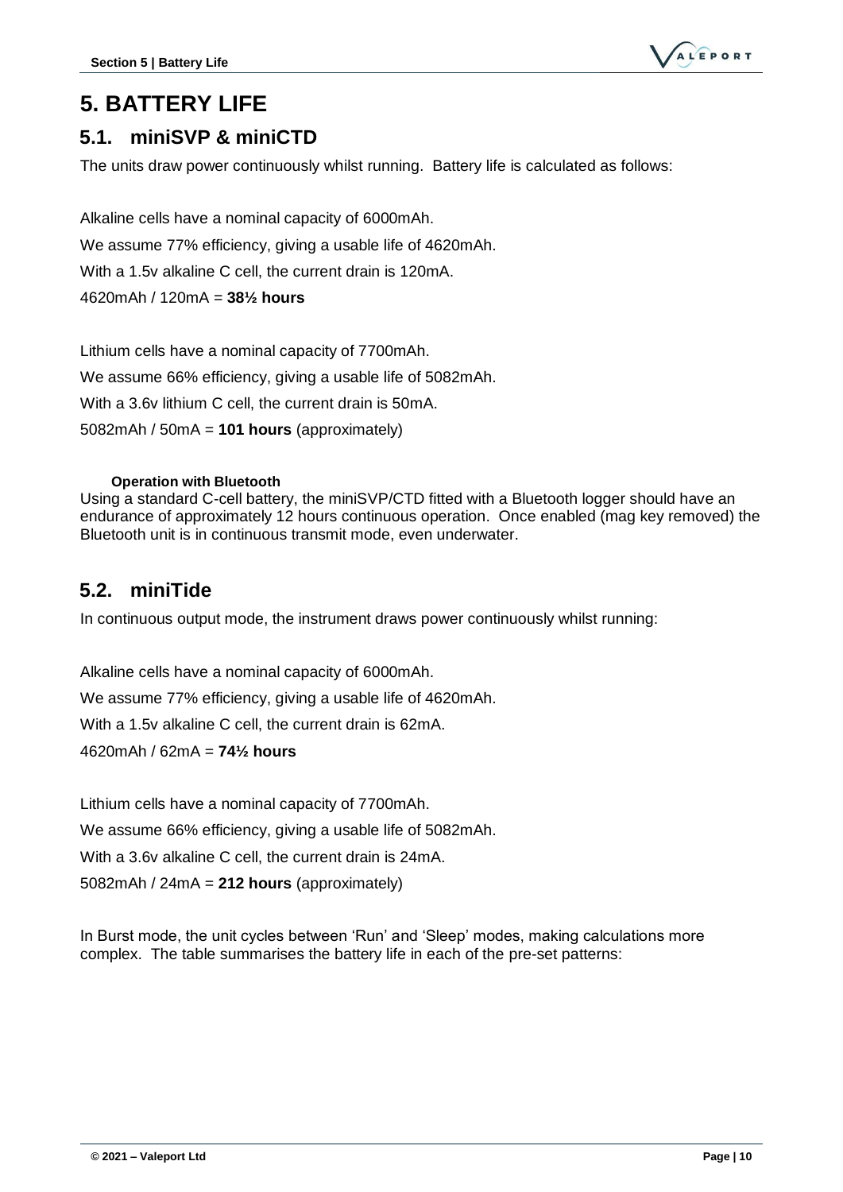# 5. BATTERY LIFE

## 5.1. miniSVP & miniCTD

The units draw power continuously whilst running. Battery life is calculated as follows:

Alkaline cells have a nominal capacity of 6000mAh.

We assume 77% efficiency, giving a usable life of 4620mAh.

With a 1.5v alkaline C cell, the current drain is 120mA.

4620mAh / 120mA = **38½ hours**

Lithium cells have a nominal capacity of 7700mAh.

We assume 66% efficiency, giving a usable life of 5082mAh.

With a 3.6v lithium C cell, the current drain is 50mA.

5082mAh / 50mA = **101 hours** (approximately)

#### Operation with Bluetooth

Using a standard C-cell battery, the miniSVP/CTD fitted with a Bluetooth logger should have an endurance of approximately 12 hours continuous operation. Once enabled (mag key removed) the Bluetooth unit is in continuous transmit mode, even underwater.

## 5.2. miniTide

In continuous output mode, the instrument draws power continuously whilst running:

Alkaline cells have a nominal capacity of 6000mAh.

We assume 77% efficiency, giving a usable life of 4620mAh.

With a 1.5v alkaline C cell, the current drain is 62mA.

4620mAh / 62mA = **74½ hours**

Lithium cells have a nominal capacity of 7700mAh.

We assume 66% efficiency, giving a usable life of 5082mAh.

With a 3.6v alkaline C cell, the current drain is 24mA.

5082mAh / 24mA = **212 hours** (approximately)

In Burst mode, the unit cycles between 'Run' and 'Sleep' modes, making calculations more complex. The table summarises the battery life in each of the pre-set patterns: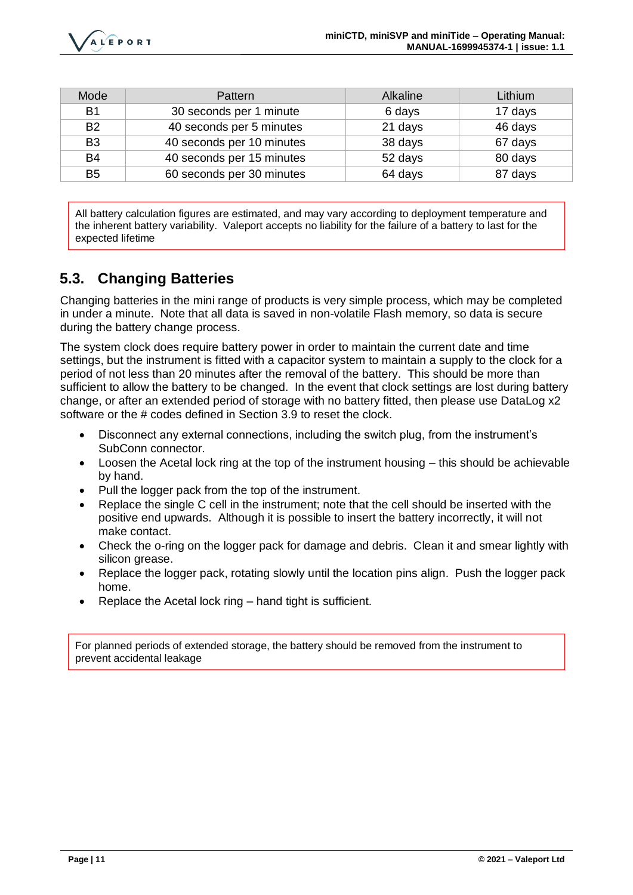| Mode | Pattern | Alkaline | Lithium |
| --- | --- | --- | --- |
| B1 | 30 seconds per 1 minute | 6 days | 17 days |
| B2 | 40 seconds per 5 minutes | 21 days | 46 days |
| B3 | 40 seconds per 10 minutes | 38 days | 67 days |
| B4 | 40 seconds per 15 minutes | 52 days | 80 days |
| B5 | 60 seconds per 30 minutes | 64 days | 87 days |

All battery calculation figures are estimated, and may vary according to deployment temperature and the inherent battery variability. Valeport accepts no liability for the failure of a battery to last for the expected lifetime

## 5.3. Changing Batteries

Changing batteries in the mini range of products is very simple process, which may be completed in under a minute. Note that all data is saved in non-volatile Flash memory, so data is secure during the battery change process.

The system clock does require battery power in order to maintain the current date and time settings, but the instrument is fitted with a capacitor system to maintain a supply to the clock for a period of not less than 20 minutes after the removal of the battery. This should be more than sufficient to allow the battery to be changed. In the event that clock settings are lost during battery change, or after an extended period of storage with no battery fitted, then please use DataLog x2 software or the # codes defined in Section 3.9 to reset the clock.

- Disconnect any external connections, including the switch plug, from the instrument's SubConn connector.
- Loosen the Acetal lock ring at the top of the instrument housing – this should be achievable by hand.
- Pull the logger pack from the top of the instrument.
- Replace the single C cell in the instrument; note that the cell should be inserted with the positive end upwards. Although it is possible to insert the battery incorrectly, it will not make contact.
- Check the o-ring on the logger pack for damage and debris. Clean it and smear lightly with silicon grease.
- Replace the logger pack, rotating slowly until the location pins align. Push the logger pack home.
- Replace the Acetal lock ring – hand tight is sufficient.

For planned periods of extended storage, the battery should be removed from the instrument to prevent accidental leakage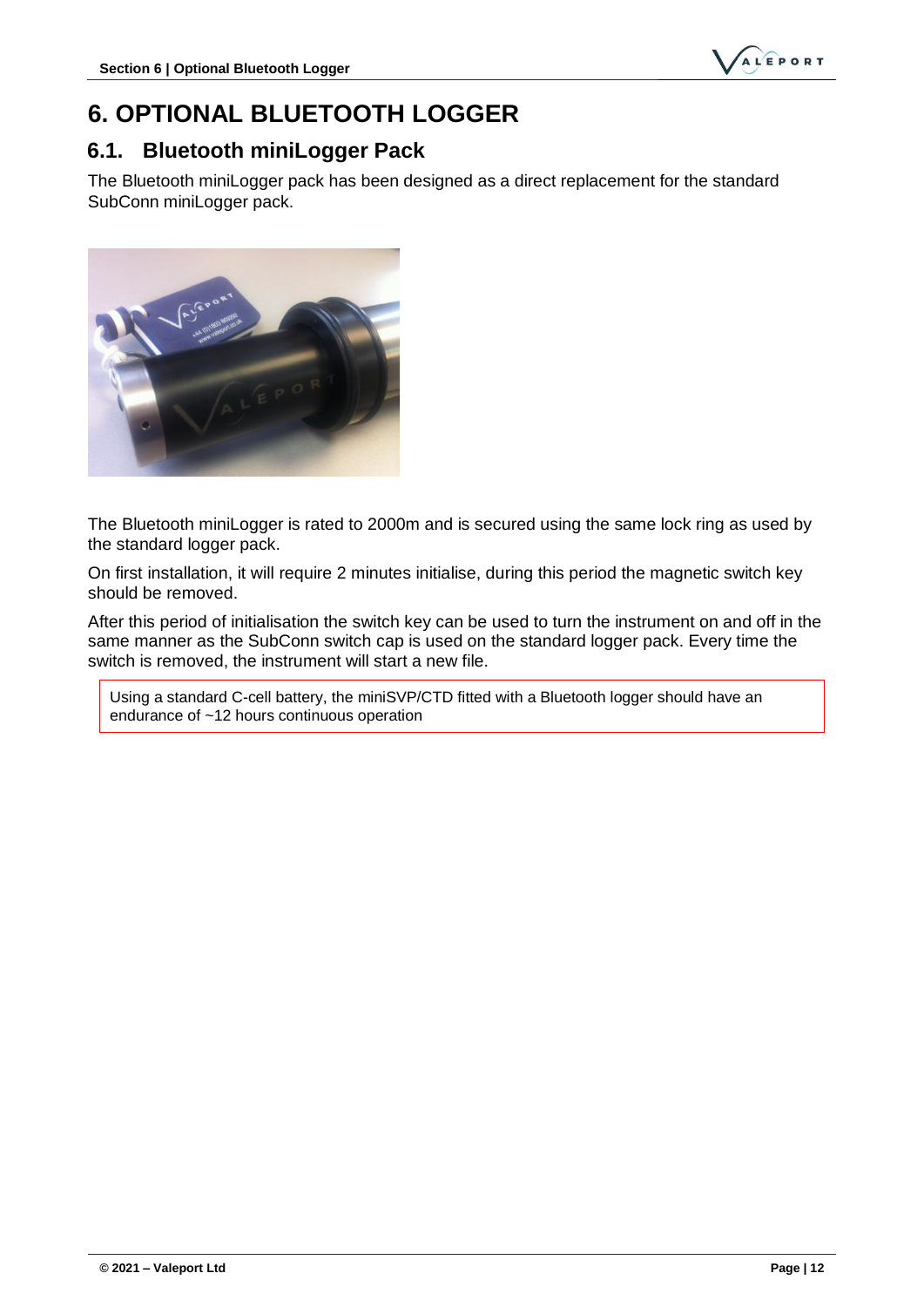# 6. OPTIONAL BLUETOOTH LOGGER

## 6.1. Bluetooth miniLogger Pack

The Bluetooth miniLogger pack has been designed as a direct replacement for the standard SubConn miniLogger pack.

The Bluetooth miniLogger is rated to 2000m and is secured using the same lock ring as used by the standard logger pack.

On first installation, it will require 2 minutes initialise, during this period the magnetic switch key should be removed.

After this period of initialisation the switch key can be used to turn the instrument on and off in the same manner as the SubConn switch cap is used on the standard logger pack. Every time the switch is removed, the instrument will start a new file.

> Using a standard C-cell battery, the miniSVP/CTD fitted with a Bluetooth logger should have an endurance of ~12 hours continuous operation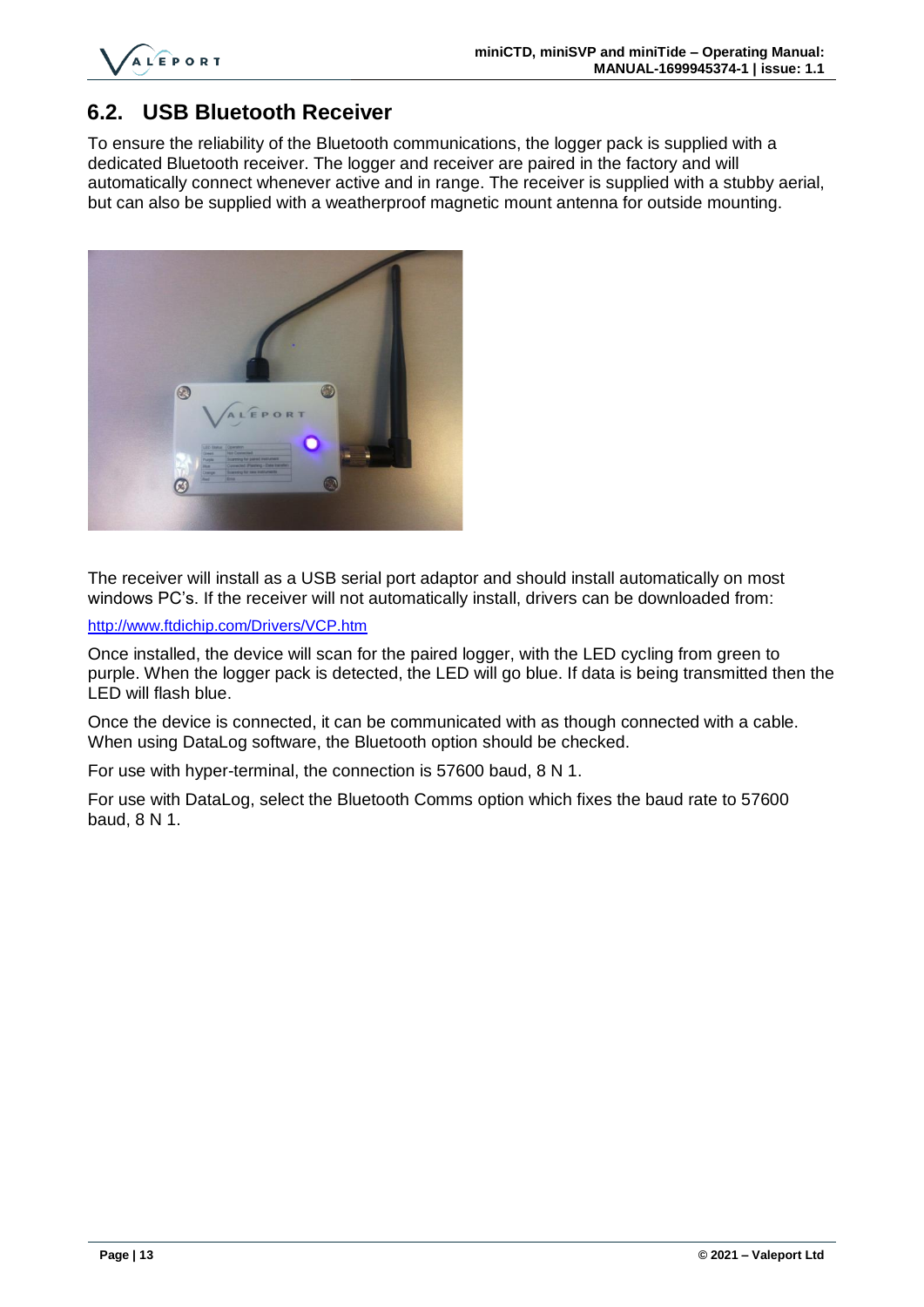## 6.2. USB Bluetooth Receiver

To ensure the reliability of the Bluetooth communications, the logger pack is supplied with a dedicated Bluetooth receiver. The logger and receiver are paired in the factory and will automatically connect whenever active and in range. The receiver is supplied with a stubby aerial, but can also be supplied with a weatherproof magnetic mount antenna for outside mounting.

The receiver will install as a USB serial port adaptor and should install automatically on most windows PC's. If the receiver will not automatically install, drivers can be downloaded from:

http://www.ftdichip.com/Drivers/VCP.htm

Once installed, the device will scan for the paired logger, with the LED cycling from green to purple. When the logger pack is detected, the LED will go blue. If data is being transmitted then the LED will flash blue.

Once the device is connected, it can be communicated with as though connected with a cable. When using DataLog software, the Bluetooth option should be checked.

For use with hyper-terminal, the connection is 57600 baud, 8 N 1.

For use with DataLog, select the Bluetooth Comms option which fixes the baud rate to 57600 baud, 8 N 1.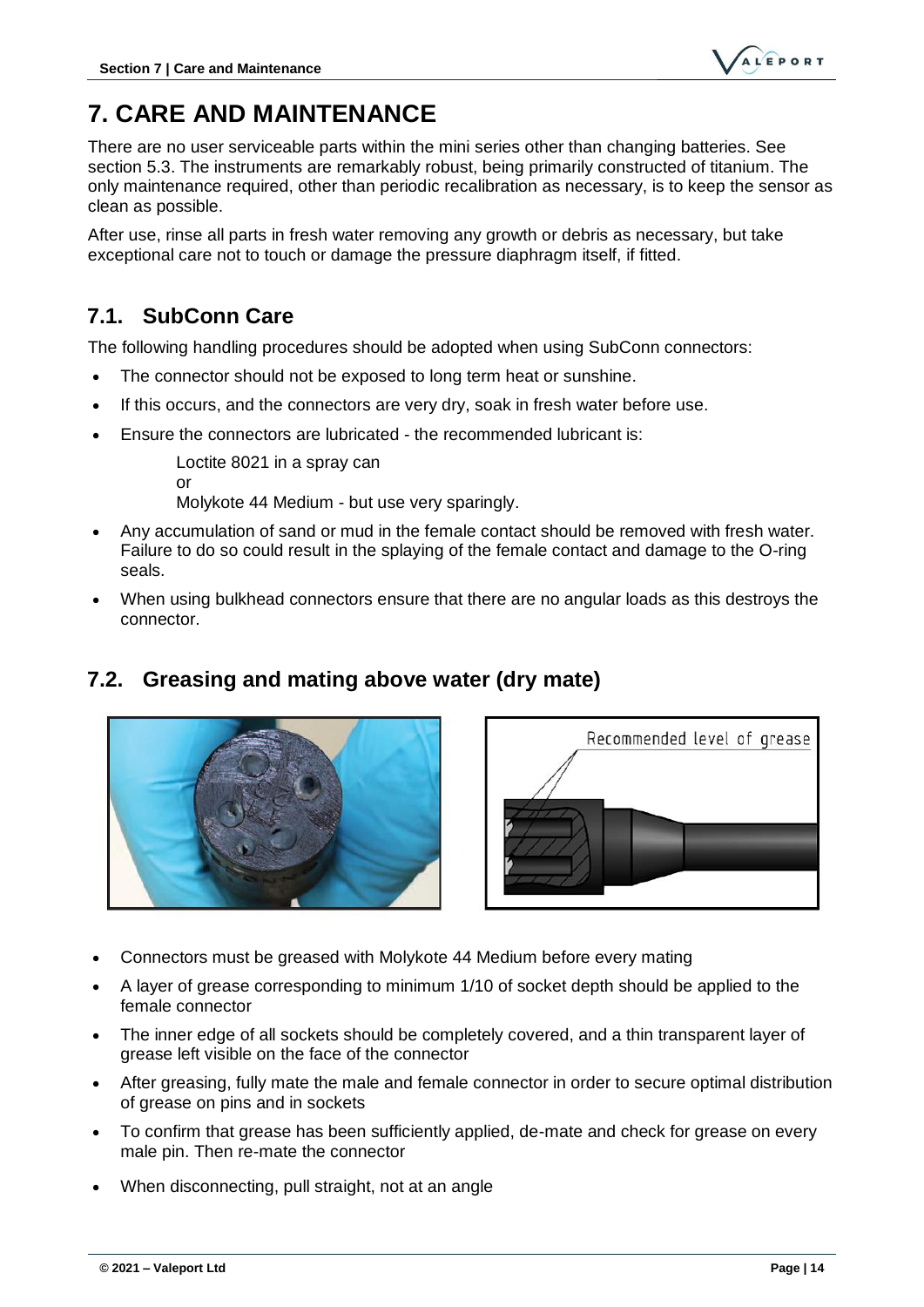# 7. CARE AND MAINTENANCE

There are no user serviceable parts within the mini series other than changing batteries. See section 5.3. The instruments are remarkably robust, being primarily constructed of titanium. The only maintenance required, other than periodic recalibration as necessary, is to keep the sensor as clean as possible.

After use, rinse all parts in fresh water removing any growth or debris as necessary, but take exceptional care not to touch or damage the pressure diaphragm itself, if fitted.

## 7.1. SubConn Care

The following handling procedures should be adopted when using SubConn connectors:

- The connector should not be exposed to long term heat or sunshine.
- If this occurs, and the connectors are very dry, soak in fresh water before use.
- Ensure the connectors are lubricated - the recommended lubricant is:

  Loctite 8021 in a spray can
  or
  Molykote 44 Medium - but use very sparingly.

- Any accumulation of sand or mud in the female contact should be removed with fresh water. Failure to do so could result in the splaying of the female contact and damage to the O-ring seals.
- When using bulkhead connectors ensure that there are no angular loads as this destroys the connector.

## 7.2. Greasing and mating above water (dry mate)

Recommended level of grease

- Connectors must be greased with Molykote 44 Medium before every mating
- A layer of grease corresponding to minimum 1/10 of socket depth should be applied to the female connector
- The inner edge of all sockets should be completely covered, and a thin transparent layer of grease left visible on the face of the connector
- After greasing, fully mate the male and female connector in order to secure optimal distribution of grease on pins and in sockets
- To confirm that grease has been sufficiently applied, de-mate and check for grease on every male pin. Then re-mate the connector
- When disconnecting, pull straight, not at an angle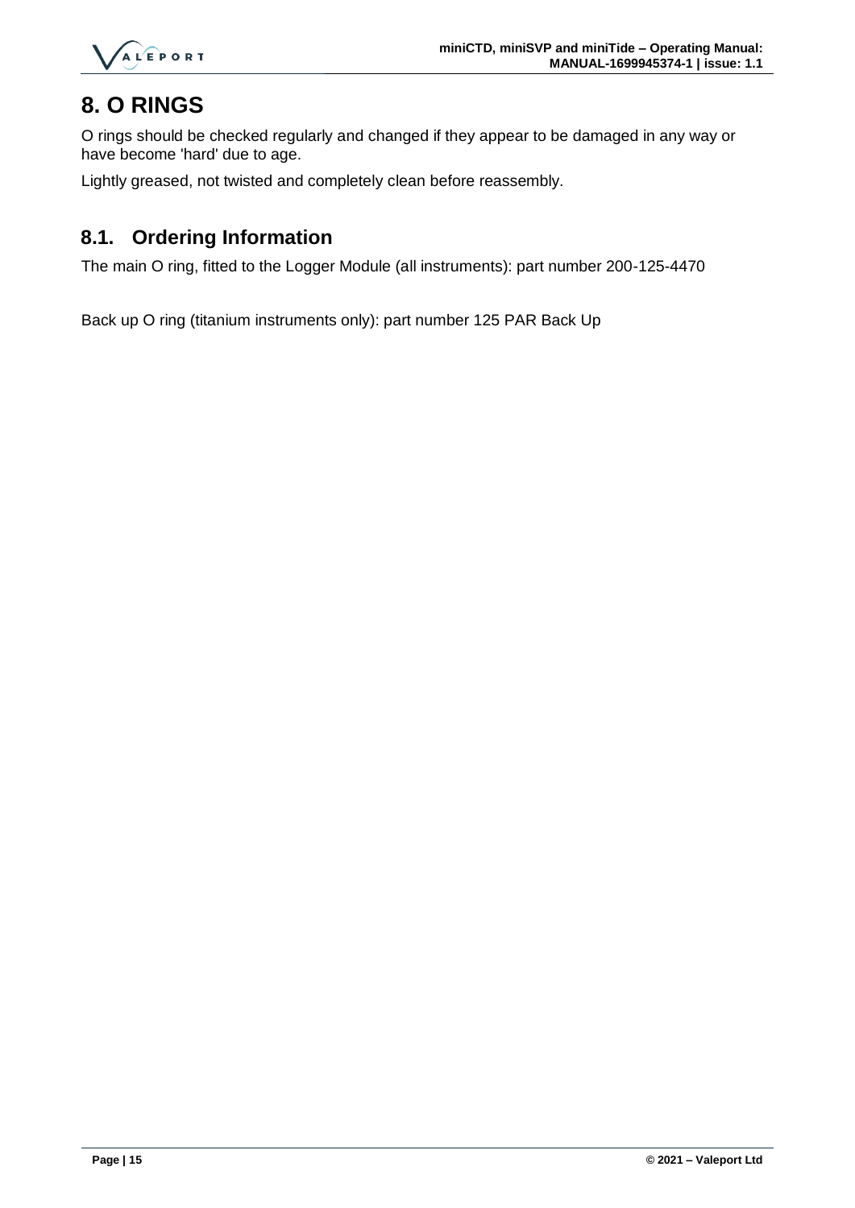# 8. O RINGS

O rings should be checked regularly and changed if they appear to be damaged in any way or have become 'hard' due to age.

Lightly greased, not twisted and completely clean before reassembly.

## 8.1. Ordering Information

The main O ring, fitted to the Logger Module (all instruments): part number 200-125-4470

Back up O ring (titanium instruments only): part number 125 PAR Back Up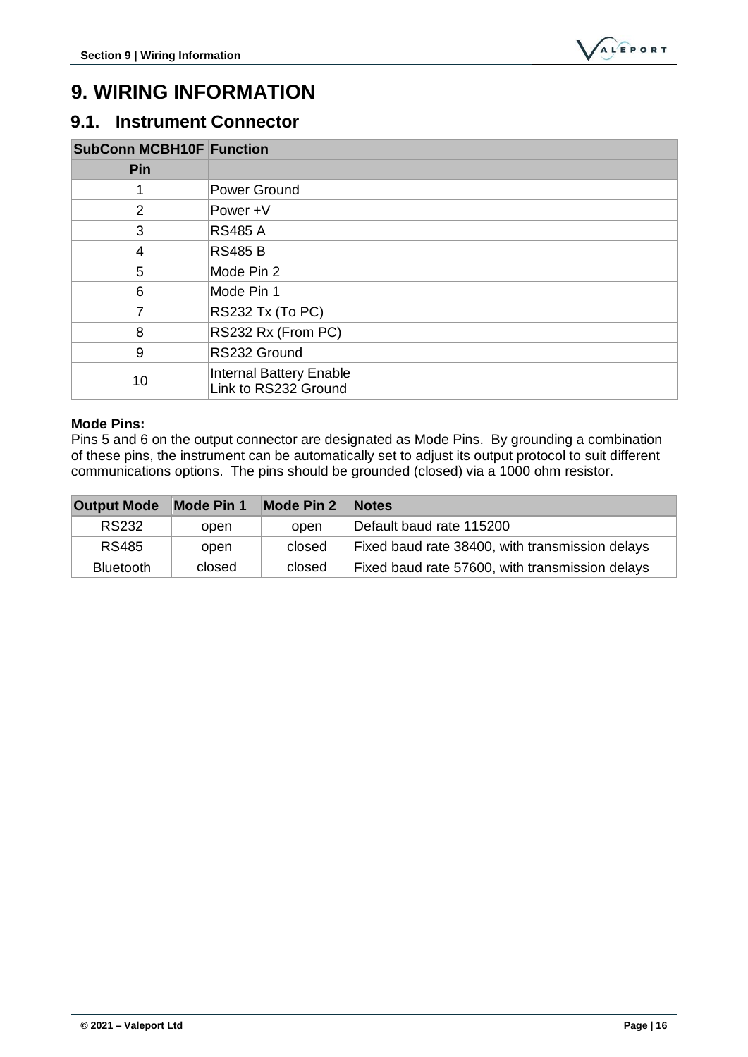# 9. WIRING INFORMATION

## 9.1. Instrument Connector

| SubConn MCBH10F Pin | Function |
|---|---|
| 1 | Power Ground |
| 2 | Power +V |
| 3 | RS485 A |
| 4 | RS485 B |
| 5 | Mode Pin 2 |
| 6 | Mode Pin 1 |
| 7 | RS232 Tx (To PC) |
| 8 | RS232 Rx (From PC) |
| 9 | RS232 Ground |
| 10 | Internal Battery Enable<br>Link to RS232 Ground |

**Mode Pins:**
Pins 5 and 6 on the output connector are designated as Mode Pins. By grounding a combination of these pins, the instrument can be automatically set to adjust its output protocol to suit different communications options. The pins should be grounded (closed) via a 1000 ohm resistor.

| Output Mode | Mode Pin 1 | Mode Pin 2 | Notes |
|---|---|---|---|
| RS232 | open | open | Default baud rate 115200 |
| RS485 | open | closed | Fixed baud rate 38400, with transmission delays |
| Bluetooth | closed | closed | Fixed baud rate 57600, with transmission delays |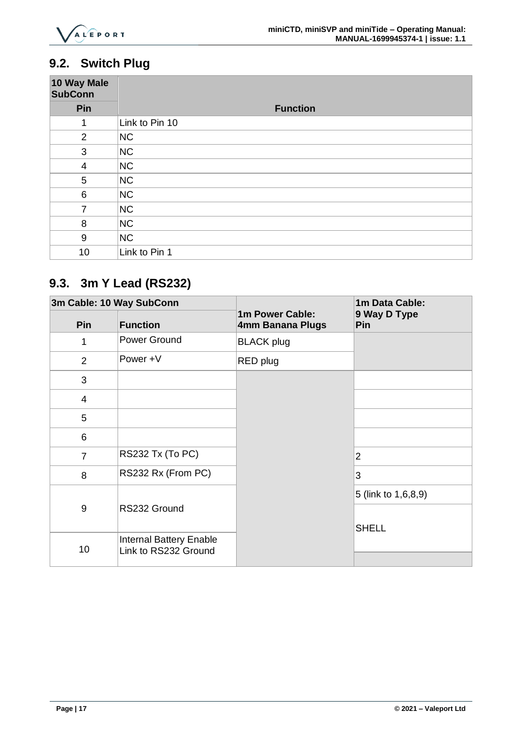## 9.2. Switch Plug

| 10 Way Male SubConn | |
|---|---|
| Pin | Function |
| 1 | Link to Pin 10 |
| 2 | NC |
| 3 | NC |
| 4 | NC |
| 5 | NC |
| 6 | NC |
| 7 | NC |
| 8 | NC |
| 9 | NC |
| 10 | Link to Pin 1 |

## 9.3. 3m Y Lead (RS232)

| 3m Cable: 10 Way SubConn | | 1m Power Cable: 4mm Banana Plugs | 1m Data Cable: 9 Way D Type Pin |
|---|---|---|---|
| Pin | Function | | |
| 1 | Power Ground | BLACK plug | |
| 2 | Power +V | RED plug | |
| 3 | | | |
| 4 | | | |
| 5 | | | |
| 6 | | | |
| 7 | RS232 Tx (To PC) | | 2 |
| 8 | RS232 Rx (From PC) | | 3 |
| 9 | RS232 Ground | | 5 (link to 1,6,8,9) |
| | | | SHELL |
| 10 | Internal Battery Enable Link to RS232 Ground | | |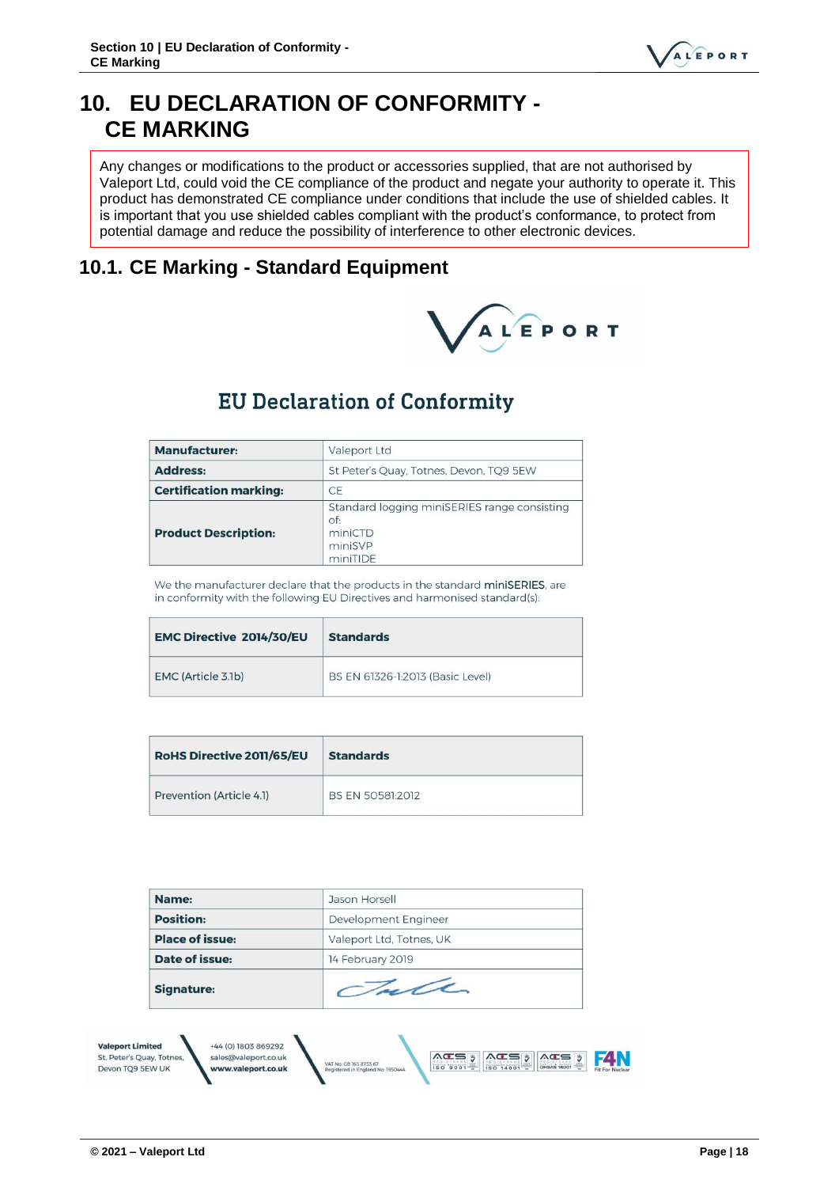# 10. EU DECLARATION OF CONFORMITY - CE MARKING

Any changes or modifications to the product or accessories supplied, that are not authorised by Valeport Ltd, could void the CE compliance of the product and negate your authority to operate it. This product has demonstrated CE compliance under conditions that include the use of shielded cables. It is important that you use shielded cables compliant with the product's conformance, to protect from potential damage and reduce the possibility of interference to other electronic devices.

## 10.1. CE Marking - Standard Equipment

VALEPORT

### EU Declaration of Conformity

| **Manufacturer:** | Valeport Ltd |
|---|---|
| **Address:** | St Peter's Quay, Totnes, Devon, TQ9 5EW |
| **Certification marking:** | CE |
| **Product Description:** | Standard logging miniSERIES range consisting of:<br>miniCTD<br>miniSVP<br>miniTIDE |

We the manufacturer declare that the products in the standard **miniSERIES**, are in conformity with the following EU Directives and harmonised standard(s):

| **EMC Directive 2014/30/EU** | **Standards** |
|---|---|
| EMC (Article 3.1b) | BS EN 61326-1:2013 (Basic Level) |

| **RoHS Directive 2011/65/EU** | **Standards** |
|---|---|
| Prevention (Article 4.1) | BS EN 50581:2012 |

| **Name:** | Jason Horsell |
|---|---|
| **Position:** | Development Engineer |
| **Place of issue:** | Valeport Ltd, Totnes, UK |
| **Date of issue:** | 14 February 2019 |
| **Signature:** | |

**Valeport Limited**
St. Peter's Quay, Totnes,
Devon TQ9 5EW UK

+44 (0) 1803 869292
sales@valeport.co.uk
**www.valeport.co.uk**

VAT No: GB 165 8753 67
Registered in England No. 1950444

ISO 9001 | ISO 14001 | OHSAS 18001 | F4N Fit For Nuclear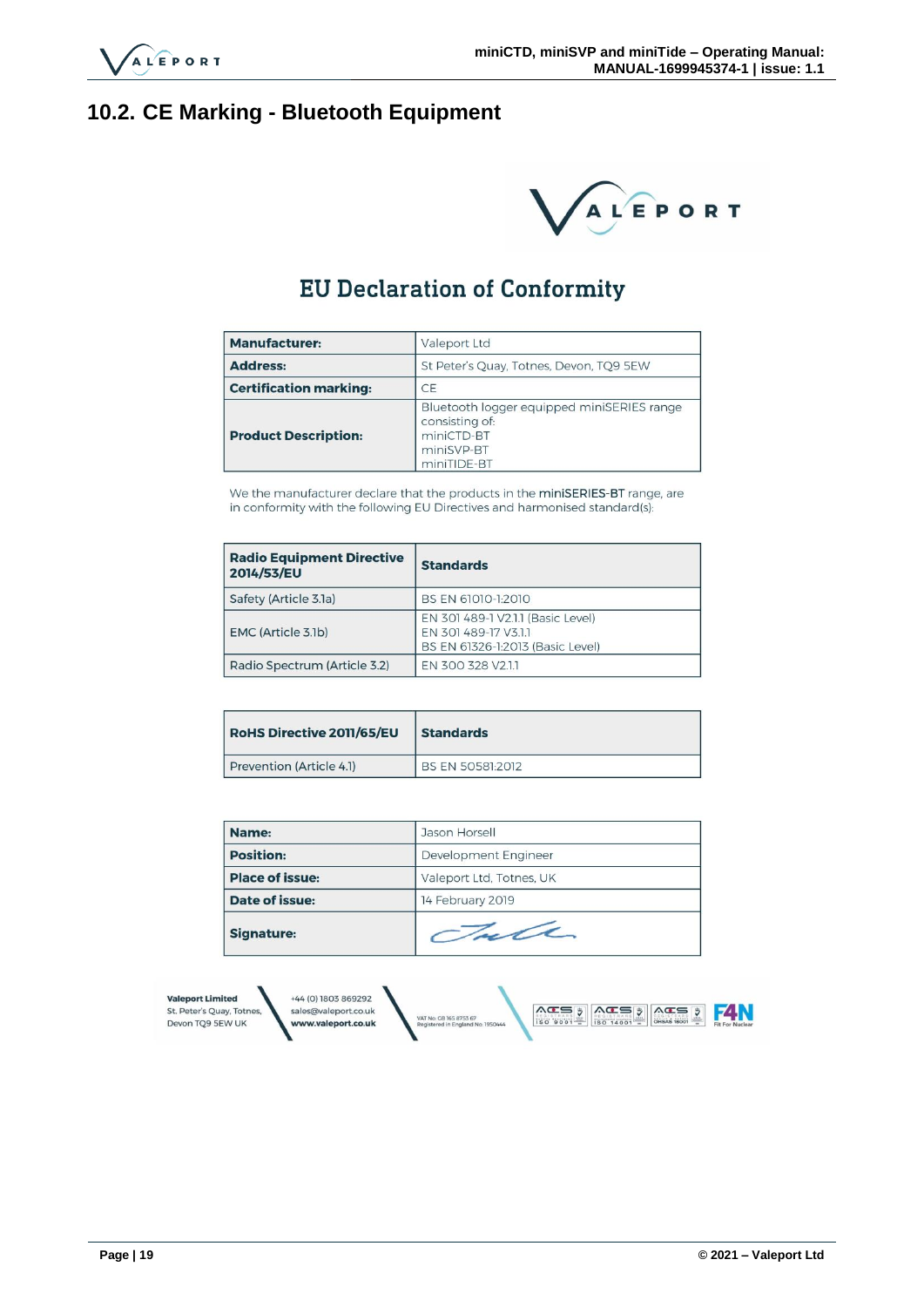## 10.2. CE Marking - Bluetooth Equipment

# EU Declaration of Conformity

| **Manufacturer:** | Valeport Ltd |
|---|---|
| **Address:** | St Peter's Quay, Totnes, Devon, TQ9 5EW |
| **Certification marking:** | CE |
| **Product Description:** | Bluetooth logger equipped miniSERIES range consisting of:<br>miniCTD-BT<br>miniSVP-BT<br>miniTIDE-BT |

We the manufacturer declare that the products in the miniSERIES-BT range, are in conformity with the following EU Directives and harmonised standard(s):

| **Radio Equipment Directive 2014/53/EU** | **Standards** |
|---|---|
| Safety (Article 3.1a) | BS EN 61010-1:2010 |
| EMC (Article 3.1b) | EN 301 489-1 V2.1.1 (Basic Level)<br>EN 301 489-17 V3.1.1<br>BS EN 61326-1:2013 (Basic Level) |
| Radio Spectrum (Article 3.2) | EN 300 328 V2.1.1 |

| **RoHS Directive 2011/65/EU** | **Standards** |
|---|---|
| Prevention (Article 4.1) | BS EN 50581:2012 |

| **Name:** | Jason Horsell |
|---|---|
| **Position:** | Development Engineer |
| **Place of issue:** | Valeport Ltd, Totnes, UK |
| **Date of issue:** | 14 February 2019 |
| **Signature:** | |

Valeport Limited
St. Peter's Quay, Totnes,
Devon TQ9 5EW UK

+44 (0) 1803 869292
sales@valeport.co.uk
www.valeport.co.uk

VAT No. GB 165 8753 67
Registered in England No. 1950444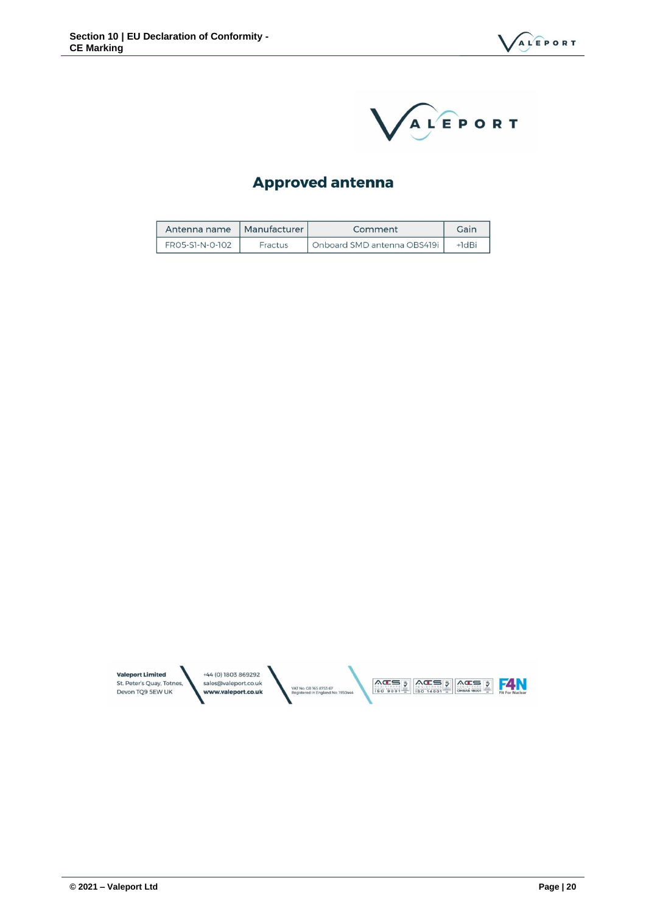# Approved antenna

| Antenna name | Manufacturer | Comment | Gain |
|---|---|---|---|
| FR05-S1-N-0-102 | Fractus | Onboard SMD antenna OBS419i | +1dBi |

Valeport Limited
St. Peter's Quay, Totnes,
Devon TQ9 5EW UK

+44 (0) 1803 869292
sales@valeport.co.uk
www.valeport.co.uk

VAT No. GB 165 8753 67
Registered in England No. 1950444